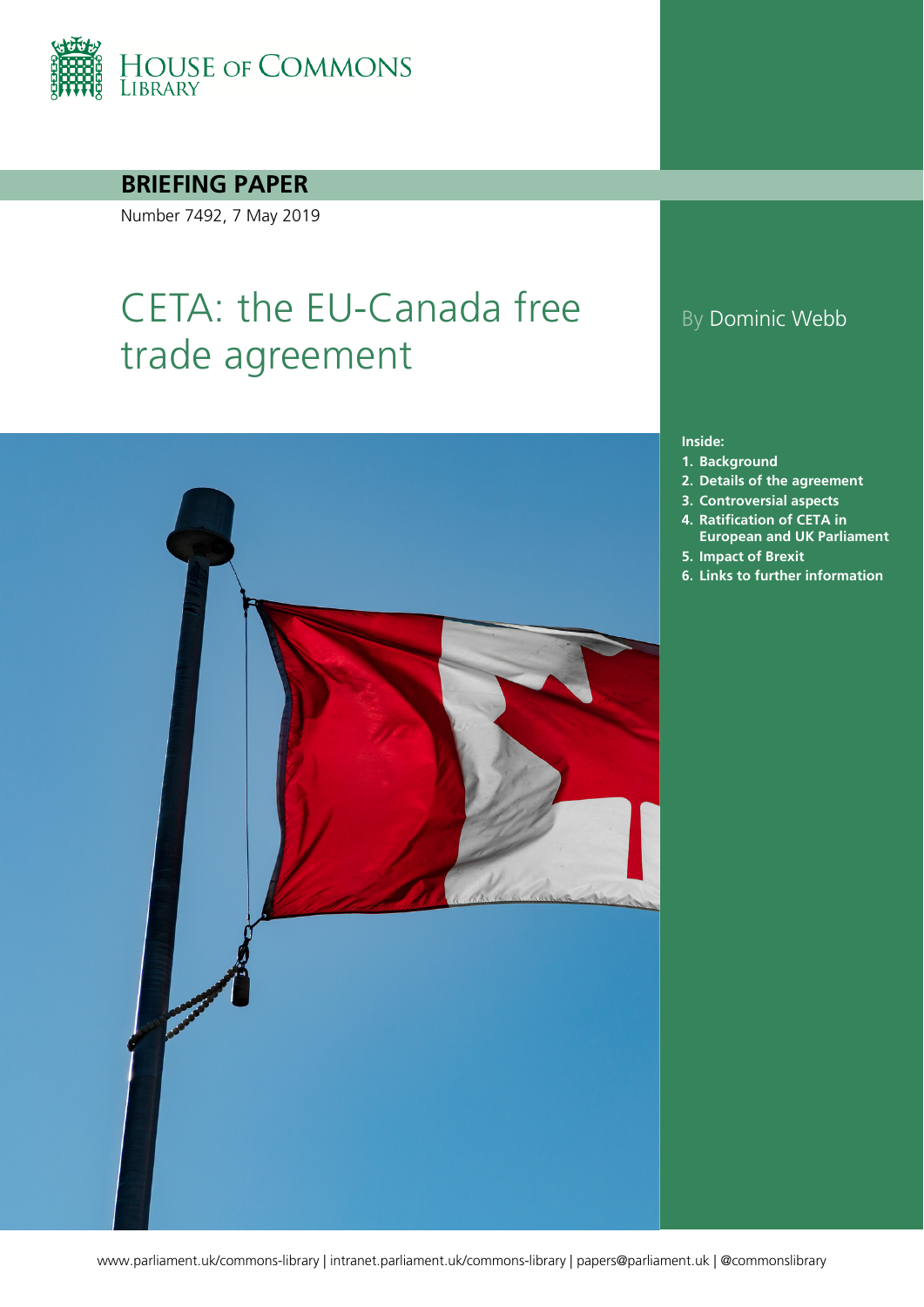House of Commons Library

**BRIEFING PAPER**

Number 7492, 7 May 2019

# CETA: the EU-Canada free trade agreement

By Dominic Webb

**Inside:**

1. **Background**
2. **Details of the agreement**
3. **Controversial aspects**
4. **Ratification of CETA in European and UK Parliament**
5. **Impact of Brexit**
6. **Links to further information**

www.parliament.uk/commons-library | intranet.parliament.uk/commons-library | papers@parliament.uk | @commonslibrary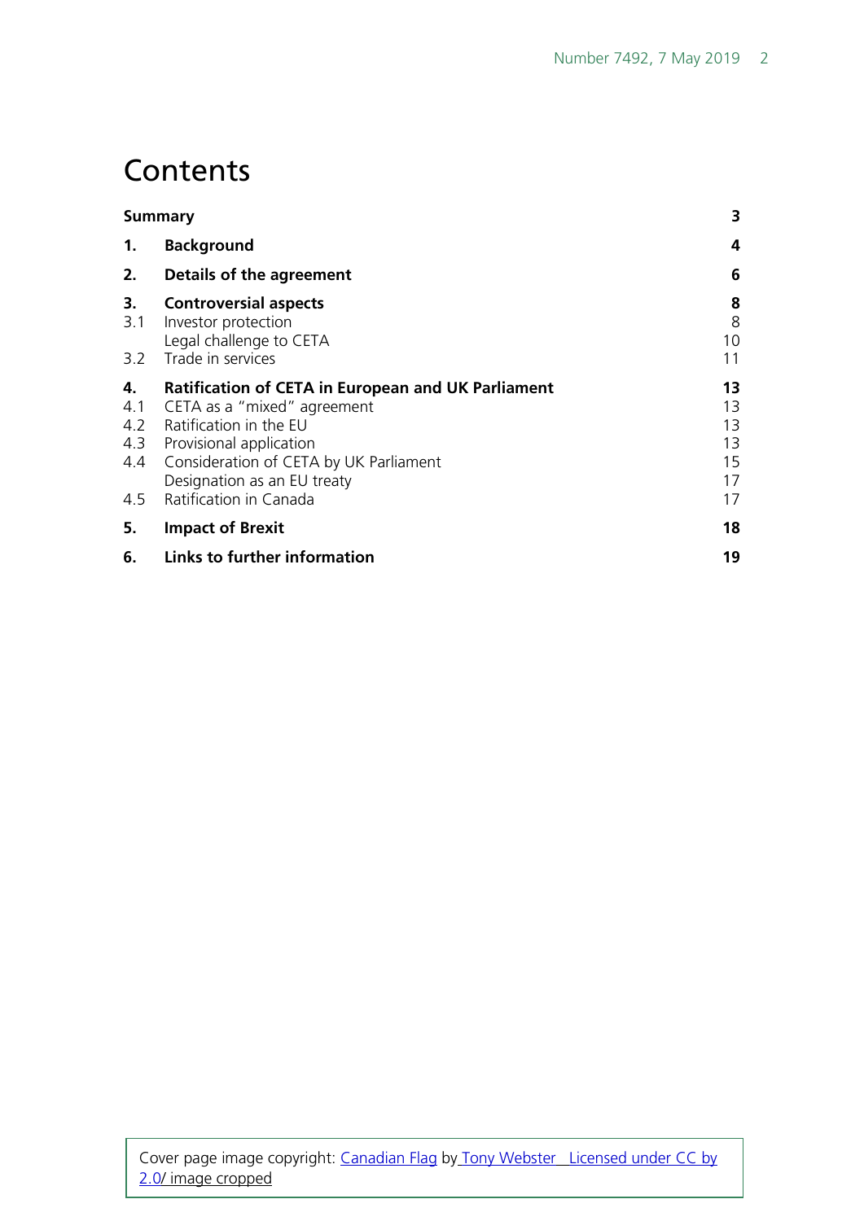# Contents

| | | |
|---|---|---|
| **Summary** | | **3** |
| **1.** | **Background** | **4** |
| **2.** | **Details of the agreement** | **6** |
| **3.** | **Controversial aspects** | **8** |
| 3.1 | Investor protection | 8 |
| | Legal challenge to CETA | 10 |
| 3.2 | Trade in services | 11 |
| **4.** | **Ratification of CETA in European and UK Parliament** | **13** |
| 4.1 | CETA as a "mixed" agreement | 13 |
| 4.2 | Ratification in the EU | 13 |
| 4.3 | Provisional application | 13 |
| 4.4 | Consideration of CETA by UK Parliament | 15 |
| | Designation as an EU treaty | 17 |
| 4.5 | Ratification in Canada | 17 |
| **5.** | **Impact of Brexit** | **18** |
| **6.** | **Links to further information** | **19** |

Cover page image copyright: Canadian Flag by Tony Webster Licensed under CC by 2.0/ image cropped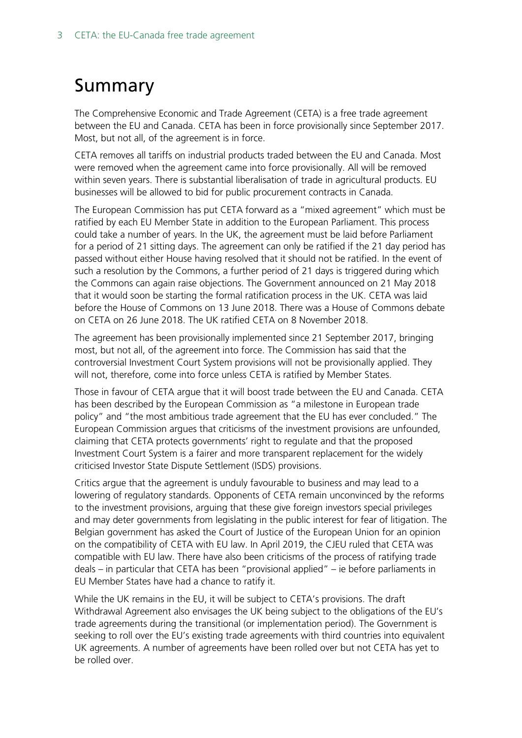# Summary

The Comprehensive Economic and Trade Agreement (CETA) is a free trade agreement between the EU and Canada. CETA has been in force provisionally since September 2017. Most, but not all, of the agreement is in force.

CETA removes all tariffs on industrial products traded between the EU and Canada. Most were removed when the agreement came into force provisionally. All will be removed within seven years. There is substantial liberalisation of trade in agricultural products. EU businesses will be allowed to bid for public procurement contracts in Canada.

The European Commission has put CETA forward as a "mixed agreement" which must be ratified by each EU Member State in addition to the European Parliament. This process could take a number of years. In the UK, the agreement must be laid before Parliament for a period of 21 sitting days. The agreement can only be ratified if the 21 day period has passed without either House having resolved that it should not be ratified. In the event of such a resolution by the Commons, a further period of 21 days is triggered during which the Commons can again raise objections. The Government announced on 21 May 2018 that it would soon be starting the formal ratification process in the UK. CETA was laid before the House of Commons on 13 June 2018. There was a House of Commons debate on CETA on 26 June 2018. The UK ratified CETA on 8 November 2018.

The agreement has been provisionally implemented since 21 September 2017, bringing most, but not all, of the agreement into force. The Commission has said that the controversial Investment Court System provisions will not be provisionally applied. They will not, therefore, come into force unless CETA is ratified by Member States.

Those in favour of CETA argue that it will boost trade between the EU and Canada. CETA has been described by the European Commission as "a milestone in European trade policy" and "the most ambitious trade agreement that the EU has ever concluded." The European Commission argues that criticisms of the investment provisions are unfounded, claiming that CETA protects governments' right to regulate and that the proposed Investment Court System is a fairer and more transparent replacement for the widely criticised Investor State Dispute Settlement (ISDS) provisions.

Critics argue that the agreement is unduly favourable to business and may lead to a lowering of regulatory standards. Opponents of CETA remain unconvinced by the reforms to the investment provisions, arguing that these give foreign investors special privileges and may deter governments from legislating in the public interest for fear of litigation. The Belgian government has asked the Court of Justice of the European Union for an opinion on the compatibility of CETA with EU law. In April 2019, the CJEU ruled that CETA was compatible with EU law. There have also been criticisms of the process of ratifying trade deals – in particular that CETA has been "provisional applied" – ie before parliaments in EU Member States have had a chance to ratify it.

While the UK remains in the EU, it will be subject to CETA's provisions. The draft Withdrawal Agreement also envisages the UK being subject to the obligations of the EU's trade agreements during the transitional (or implementation period). The Government is seeking to roll over the EU's existing trade agreements with third countries into equivalent UK agreements. A number of agreements have been rolled over but not CETA has yet to be rolled over.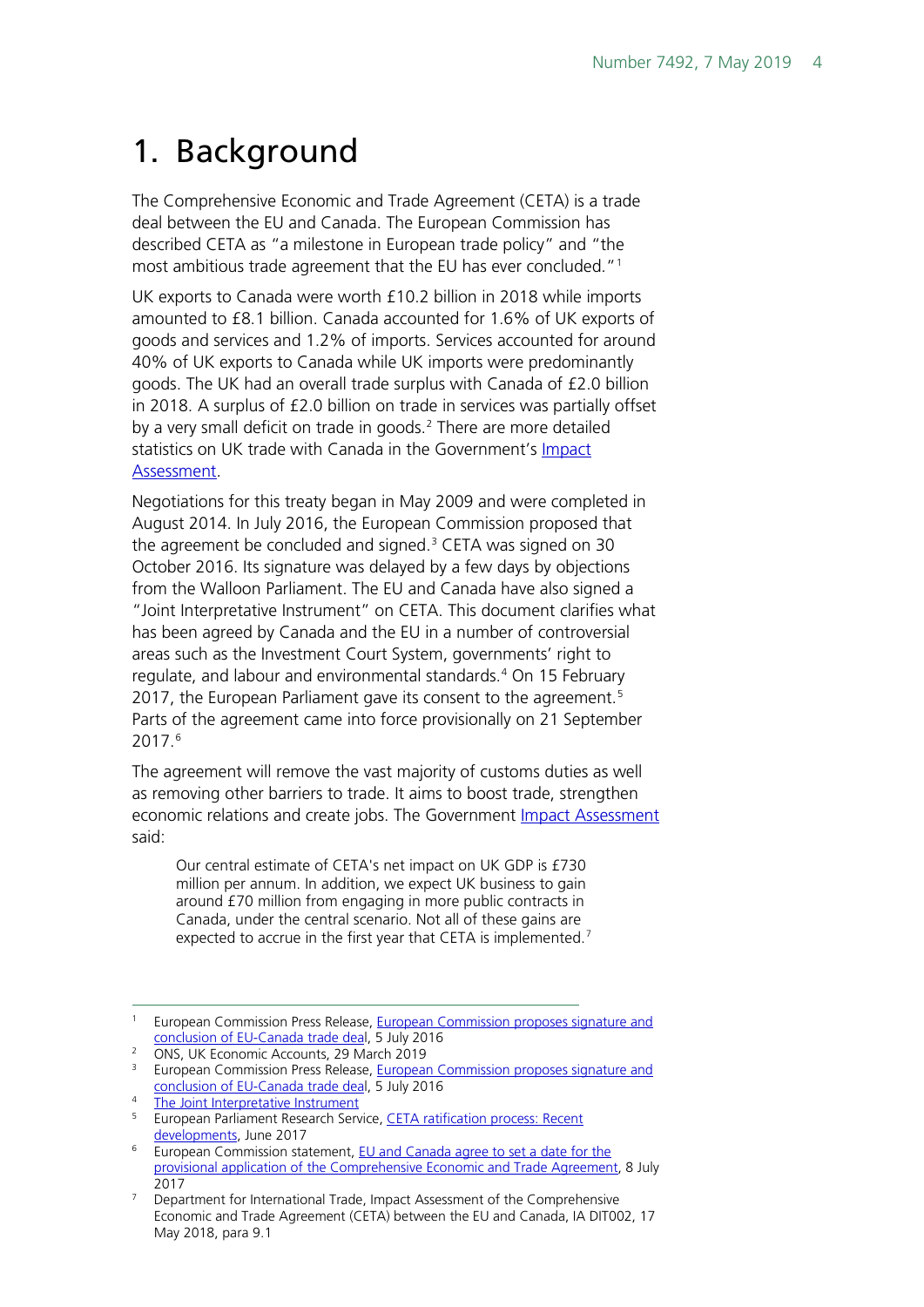# 1. Background

The Comprehensive Economic and Trade Agreement (CETA) is a trade deal between the EU and Canada. The European Commission has described CETA as "a milestone in European trade policy" and "the most ambitious trade agreement that the EU has ever concluded."[1]

UK exports to Canada were worth £10.2 billion in 2018 while imports amounted to £8.1 billion. Canada accounted for 1.6% of UK exports of goods and services and 1.2% of imports. Services accounted for around 40% of UK exports to Canada while UK imports were predominantly goods. The UK had an overall trade surplus with Canada of £2.0 billion in 2018. A surplus of £2.0 billion on trade in services was partially offset by a very small deficit on trade in goods.[2] There are more detailed statistics on UK trade with Canada in the Government's Impact Assessment.

Negotiations for this treaty began in May 2009 and were completed in August 2014. In July 2016, the European Commission proposed that the agreement be concluded and signed.[3] CETA was signed on 30 October 2016. Its signature was delayed by a few days by objections from the Walloon Parliament. The EU and Canada have also signed a "Joint Interpretative Instrument" on CETA. This document clarifies what has been agreed by Canada and the EU in a number of controversial areas such as the Investment Court System, governments' right to regulate, and labour and environmental standards.[4] On 15 February 2017, the European Parliament gave its consent to the agreement.[5] Parts of the agreement came into force provisionally on 21 September 2017.[6]

The agreement will remove the vast majority of customs duties as well as removing other barriers to trade. It aims to boost trade, strengthen economic relations and create jobs. The Government Impact Assessment said:

> Our central estimate of CETA's net impact on UK GDP is £730 million per annum. In addition, we expect UK business to gain around £70 million from engaging in more public contracts in Canada, under the central scenario. Not all of these gains are expected to accrue in the first year that CETA is implemented.[7]

---

[1] European Commission Press Release, European Commission proposes signature and conclusion of EU-Canada trade deal, 5 July 2016

[2] ONS, UK Economic Accounts, 29 March 2019

[3] European Commission Press Release, European Commission proposes signature and conclusion of EU-Canada trade deal, 5 July 2016

[4] The Joint Interpretative Instrument

[5] European Parliament Research Service, CETA ratification process: Recent developments, June 2017

[6] European Commission statement, EU and Canada agree to set a date for the provisional application of the Comprehensive Economic and Trade Agreement, 8 July 2017

[7] Department for International Trade, Impact Assessment of the Comprehensive Economic and Trade Agreement (CETA) between the EU and Canada, IA DIT002, 17 May 2018, para 9.1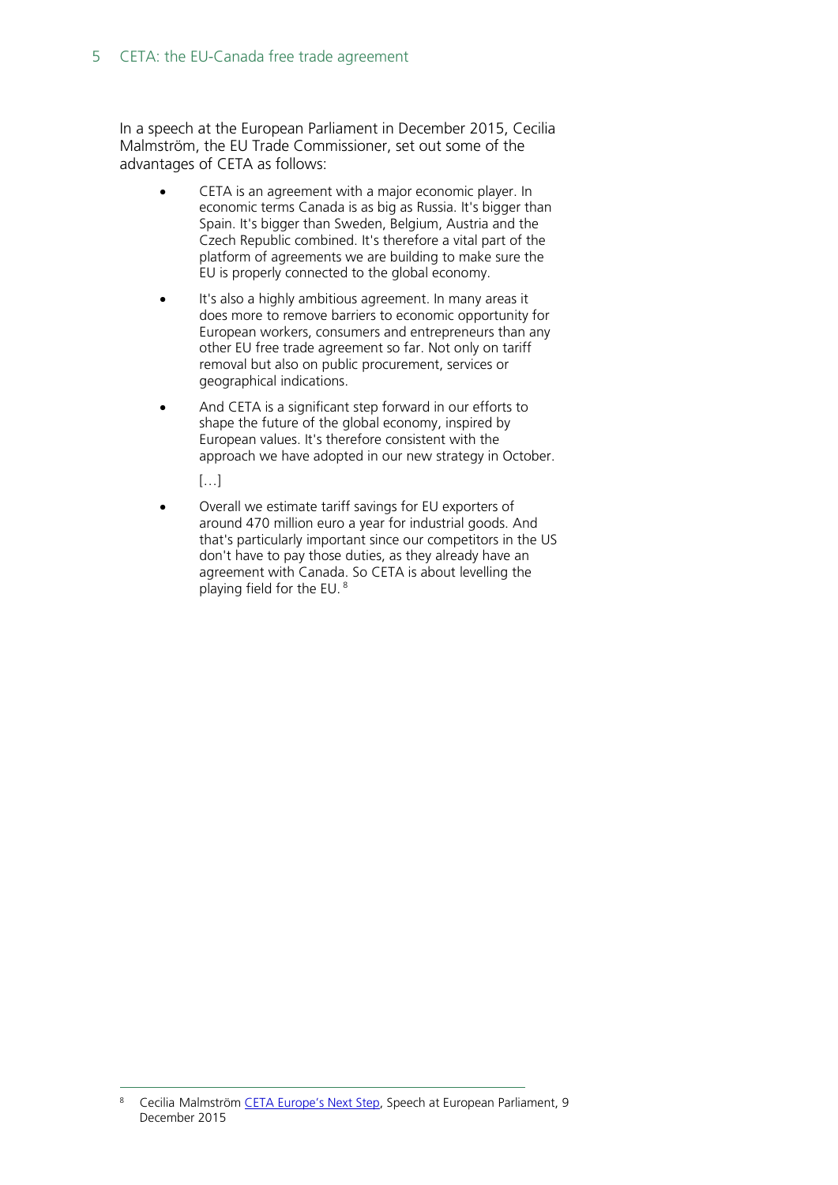In a speech at the European Parliament in December 2015, Cecilia Malmström, the EU Trade Commissioner, set out some of the advantages of CETA as follows:

- CETA is an agreement with a major economic player. In economic terms Canada is as big as Russia. It's bigger than Spain. It's bigger than Sweden, Belgium, Austria and the Czech Republic combined. It's therefore a vital part of the platform of agreements we are building to make sure the EU is properly connected to the global economy.

- It's also a highly ambitious agreement. In many areas it does more to remove barriers to economic opportunity for European workers, consumers and entrepreneurs than any other EU free trade agreement so far. Not only on tariff removal but also on public procurement, services or geographical indications.

- And CETA is a significant step forward in our efforts to shape the future of the global economy, inspired by European values. It's therefore consistent with the approach we have adopted in our new strategy in October.

  […]

- Overall we estimate tariff savings for EU exporters of around 470 million euro a year for industrial goods. And that's particularly important since our competitors in the US don't have to pay those duties, as they already have an agreement with Canada. So CETA is about levelling the playing field for the EU. [8]

---

[8] Cecilia Malmström CETA Europe's Next Step, Speech at European Parliament, 9 December 2015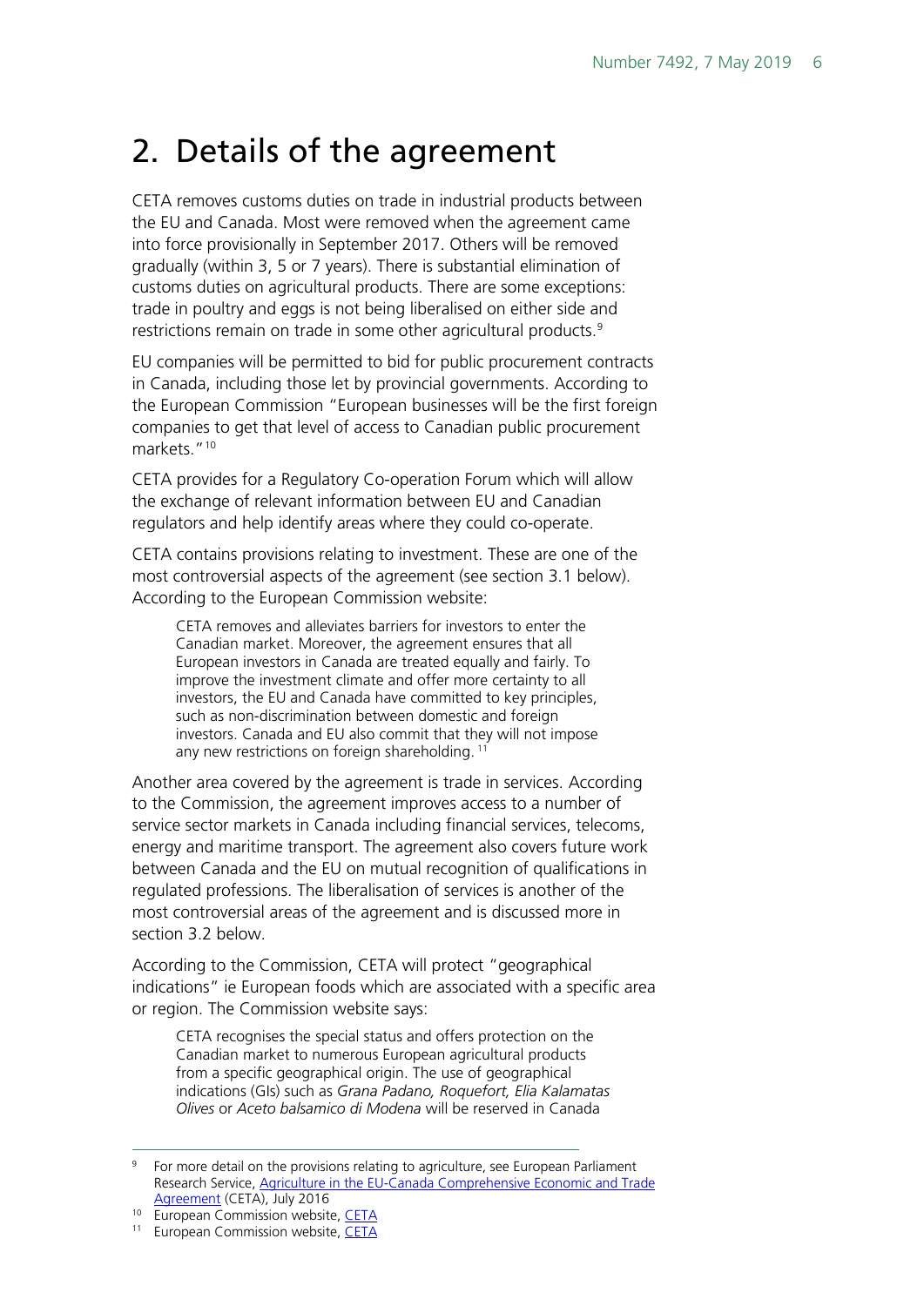# 2. Details of the agreement

CETA removes customs duties on trade in industrial products between the EU and Canada. Most were removed when the agreement came into force provisionally in September 2017. Others will be removed gradually (within 3, 5 or 7 years). There is substantial elimination of customs duties on agricultural products. There are some exceptions: trade in poultry and eggs is not being liberalised on either side and restrictions remain on trade in some other agricultural products.[9]

EU companies will be permitted to bid for public procurement contracts in Canada, including those let by provincial governments. According to the European Commission "European businesses will be the first foreign companies to get that level of access to Canadian public procurement markets."[10]

CETA provides for a Regulatory Co-operation Forum which will allow the exchange of relevant information between EU and Canadian regulators and help identify areas where they could co-operate.

CETA contains provisions relating to investment. These are one of the most controversial aspects of the agreement (see section 3.1 below). According to the European Commission website:

> CETA removes and alleviates barriers for investors to enter the Canadian market. Moreover, the agreement ensures that all European investors in Canada are treated equally and fairly. To improve the investment climate and offer more certainty to all investors, the EU and Canada have committed to key principles, such as non-discrimination between domestic and foreign investors. Canada and EU also commit that they will not impose any new restrictions on foreign shareholding.[11]

Another area covered by the agreement is trade in services. According to the Commission, the agreement improves access to a number of service sector markets in Canada including financial services, telecoms, energy and maritime transport. The agreement also covers future work between Canada and the EU on mutual recognition of qualifications in regulated professions. The liberalisation of services is another of the most controversial areas of the agreement and is discussed more in section 3.2 below.

According to the Commission, CETA will protect "geographical indications" ie European foods which are associated with a specific area or region. The Commission website says:

> CETA recognises the special status and offers protection on the Canadian market to numerous European agricultural products from a specific geographical origin. The use of geographical indications (GIs) such as *Grana Padano, Roquefort, Elia Kalamatas Olives* or *Aceto balsamico di Modena* will be reserved in Canada

---

[9] For more detail on the provisions relating to agriculture, see European Parliament Research Service, [Agriculture in the EU-Canada Comprehensive Economic and Trade Agreement](#) (CETA), July 2016

[10] European Commission website, [CETA](#)

[11] European Commission website, [CETA](#)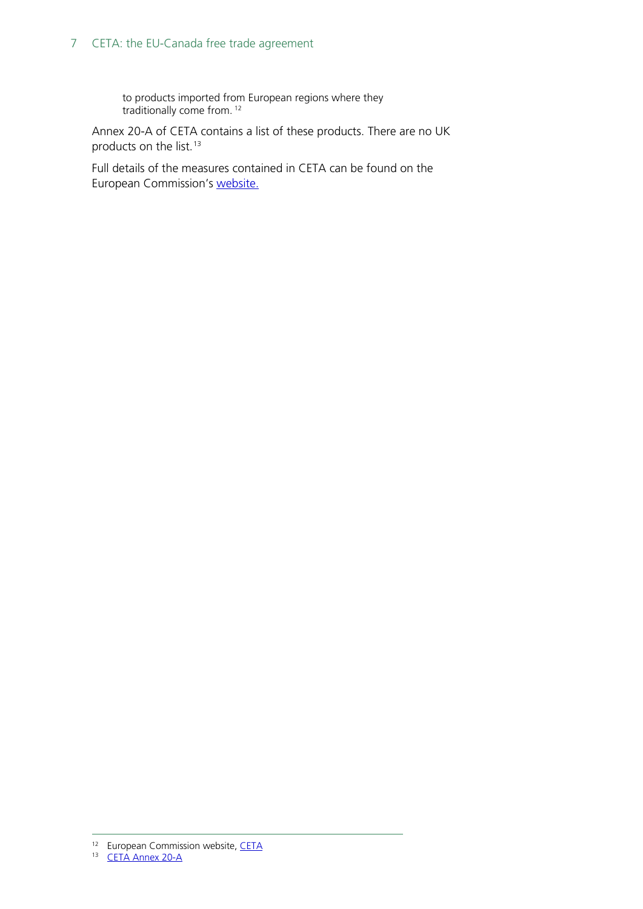> to products imported from European regions where they traditionally come from. [12]

Annex 20-A of CETA contains a list of these products. There are no UK products on the list.[13]

Full details of the measures contained in CETA can be found on the European Commission's website.

---

[12] European Commission website, CETA

[13] CETA Annex 20-A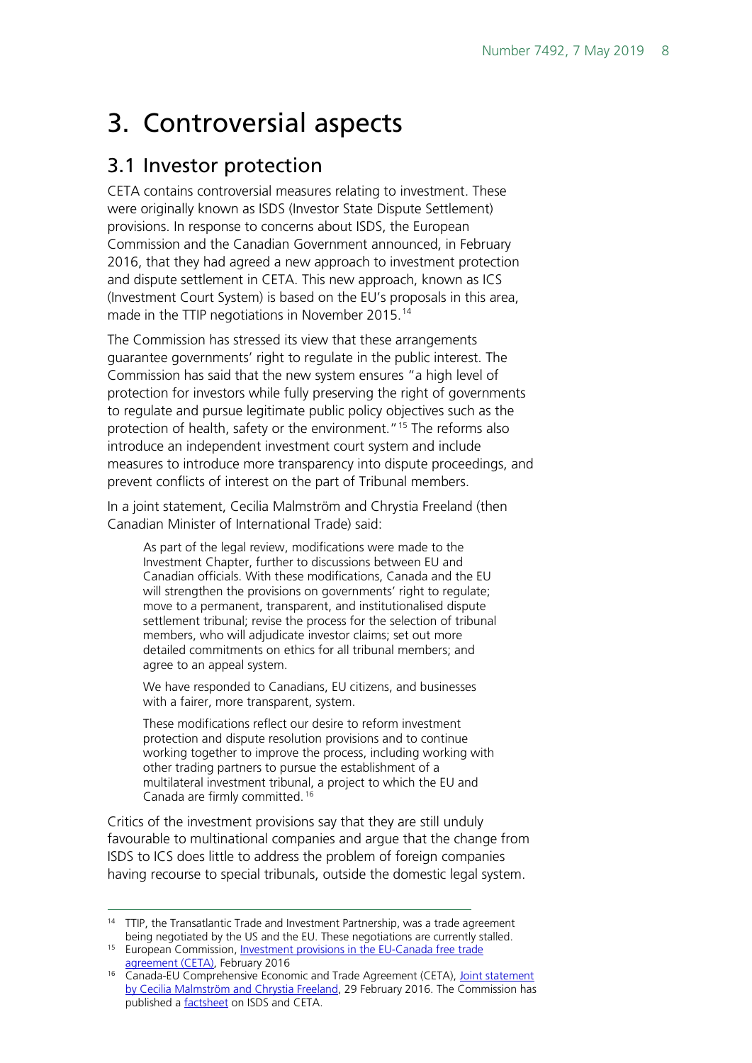# 3. Controversial aspects

## 3.1 Investor protection

CETA contains controversial measures relating to investment. These were originally known as ISDS (Investor State Dispute Settlement) provisions. In response to concerns about ISDS, the European Commission and the Canadian Government announced, in February 2016, that they had agreed a new approach to investment protection and dispute settlement in CETA. This new approach, known as ICS (Investment Court System) is based on the EU's proposals in this area, made in the TTIP negotiations in November 2015.[14]

The Commission has stressed its view that these arrangements guarantee governments' right to regulate in the public interest. The Commission has said that the new system ensures "a high level of protection for investors while fully preserving the right of governments to regulate and pursue legitimate public policy objectives such as the protection of health, safety or the environment."[15] The reforms also introduce an independent investment court system and include measures to introduce more transparency into dispute proceedings, and prevent conflicts of interest on the part of Tribunal members.

In a joint statement, Cecilia Malmström and Chrystia Freeland (then Canadian Minister of International Trade) said:

> As part of the legal review, modifications were made to the Investment Chapter, further to discussions between EU and Canadian officials. With these modifications, Canada and the EU will strengthen the provisions on governments' right to regulate; move to a permanent, transparent, and institutionalised dispute settlement tribunal; revise the process for the selection of tribunal members, who will adjudicate investor claims; set out more detailed commitments on ethics for all tribunal members; and agree to an appeal system.
>
> We have responded to Canadians, EU citizens, and businesses with a fairer, more transparent, system.
>
> These modifications reflect our desire to reform investment protection and dispute resolution provisions and to continue working together to improve the process, including working with other trading partners to pursue the establishment of a multilateral investment tribunal, a project to which the EU and Canada are firmly committed.[16]

Critics of the investment provisions say that they are still unduly favourable to multinational companies and argue that the change from ISDS to ICS does little to address the problem of foreign companies having recourse to special tribunals, outside the domestic legal system.

---

[14] TTIP, the Transatlantic Trade and Investment Partnership, was a trade agreement being negotiated by the US and the EU. These negotiations are currently stalled.

[15] European Commission, Investment provisions in the EU-Canada free trade agreement (CETA), February 2016

[16] Canada-EU Comprehensive Economic and Trade Agreement (CETA), Joint statement by Cecilia Malmström and Chrystia Freeland, 29 February 2016. The Commission has published a factsheet on ISDS and CETA.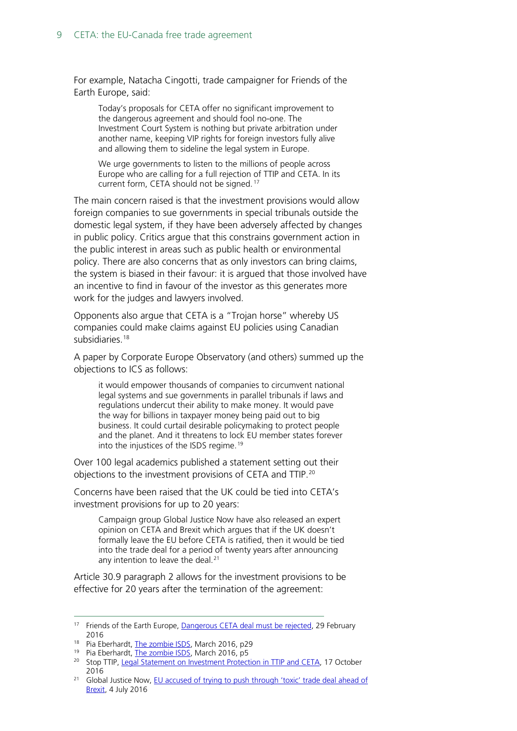For example, Natacha Cingotti, trade campaigner for Friends of the Earth Europe, said:

> Today's proposals for CETA offer no significant improvement to the dangerous agreement and should fool no-one. The Investment Court System is nothing but private arbitration under another name, keeping VIP rights for foreign investors fully alive and allowing them to sideline the legal system in Europe.
>
> We urge governments to listen to the millions of people across Europe who are calling for a full rejection of TTIP and CETA. In its current form, CETA should not be signed.[17]

The main concern raised is that the investment provisions would allow foreign companies to sue governments in special tribunals outside the domestic legal system, if they have been adversely affected by changes in public policy. Critics argue that this constrains government action in the public interest in areas such as public health or environmental policy. There are also concerns that as only investors can bring claims, the system is biased in their favour: it is argued that those involved have an incentive to find in favour of the investor as this generates more work for the judges and lawyers involved.

Opponents also argue that CETA is a "Trojan horse" whereby US companies could make claims against EU policies using Canadian subsidiaries.[18]

A paper by Corporate Europe Observatory (and others) summed up the objections to ICS as follows:

> it would empower thousands of companies to circumvent national legal systems and sue governments in parallel tribunals if laws and regulations undercut their ability to make money. It would pave the way for billions in taxpayer money being paid out to big business. It could curtail desirable policymaking to protect people and the planet. And it threatens to lock EU member states forever into the injustices of the ISDS regime.[19]

Over 100 legal academics published a statement setting out their objections to the investment provisions of CETA and TTIP.[20]

Concerns have been raised that the UK could be tied into CETA's investment provisions for up to 20 years:

> Campaign group Global Justice Now have also released an expert opinion on CETA and Brexit which argues that if the UK doesn't formally leave the EU before CETA is ratified, then it would be tied into the trade deal for a period of twenty years after announcing any intention to leave the deal.[21]

Article 30.9 paragraph 2 allows for the investment provisions to be effective for 20 years after the termination of the agreement:

---

[17] Friends of the Earth Europe, Dangerous CETA deal must be rejected, 29 February 2016

[18] Pia Eberhardt, The zombie ISDS, March 2016, p29

[19] Pia Eberhardt, The zombie ISDS, March 2016, p5

[20] Stop TTIP, Legal Statement on Investment Protection in TTIP and CETA, 17 October 2016

[21] Global Justice Now, EU accused of trying to push through 'toxic' trade deal ahead of Brexit, 4 July 2016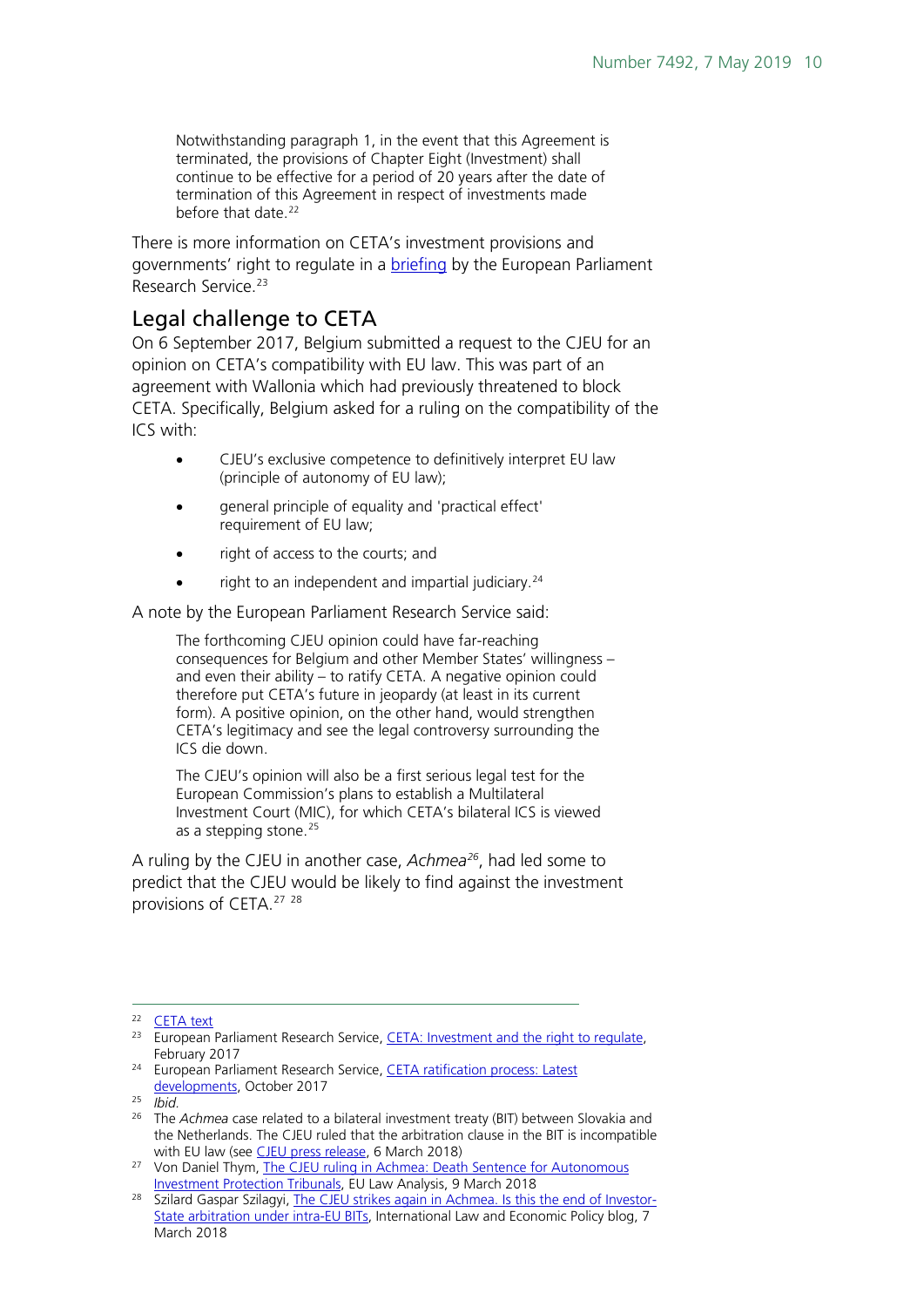> Notwithstanding paragraph 1, in the event that this Agreement is terminated, the provisions of Chapter Eight (Investment) shall continue to be effective for a period of 20 years after the date of termination of this Agreement in respect of investments made before that date.[22]

There is more information on CETA's investment provisions and governments' right to regulate in a briefing by the European Parliament Research Service.[23]

## Legal challenge to CETA

On 6 September 2017, Belgium submitted a request to the CJEU for an opinion on CETA's compatibility with EU law. This was part of an agreement with Wallonia which had previously threatened to block CETA. Specifically, Belgium asked for a ruling on the compatibility of the ICS with:

- CJEU's exclusive competence to definitively interpret EU law (principle of autonomy of EU law);
- general principle of equality and 'practical effect' requirement of EU law;
- right of access to the courts; and
- right to an independent and impartial judiciary.[24]

A note by the European Parliament Research Service said:

> The forthcoming CJEU opinion could have far-reaching consequences for Belgium and other Member States' willingness – and even their ability – to ratify CETA. A negative opinion could therefore put CETA's future in jeopardy (at least in its current form). A positive opinion, on the other hand, would strengthen CETA's legitimacy and see the legal controversy surrounding the ICS die down.
>
> The CJEU's opinion will also be a first serious legal test for the European Commission's plans to establish a Multilateral Investment Court (MIC), for which CETA's bilateral ICS is viewed as a stepping stone.[25]

A ruling by the CJEU in another case, *Achmea*[26], had led some to predict that the CJEU would be likely to find against the investment provisions of CETA.[27] [28]

---

[22] CETA text

[23] European Parliament Research Service, CETA: Investment and the right to regulate, February 2017

[24] European Parliament Research Service, CETA ratification process: Latest developments, October 2017

[25] *Ibid.*

[26] The *Achmea* case related to a bilateral investment treaty (BIT) between Slovakia and the Netherlands. The CJEU ruled that the arbitration clause in the BIT is incompatible with EU law (see CJEU press release, 6 March 2018)

[27] Von Daniel Thym, The CJEU ruling in Achmea: Death Sentence for Autonomous Investment Protection Tribunals, EU Law Analysis, 9 March 2018

[28] Szilard Gaspar Szilagyi, The CJEU strikes again in Achmea. Is this the end of Investor-State arbitration under intra-EU BITs, International Law and Economic Policy blog, 7 March 2018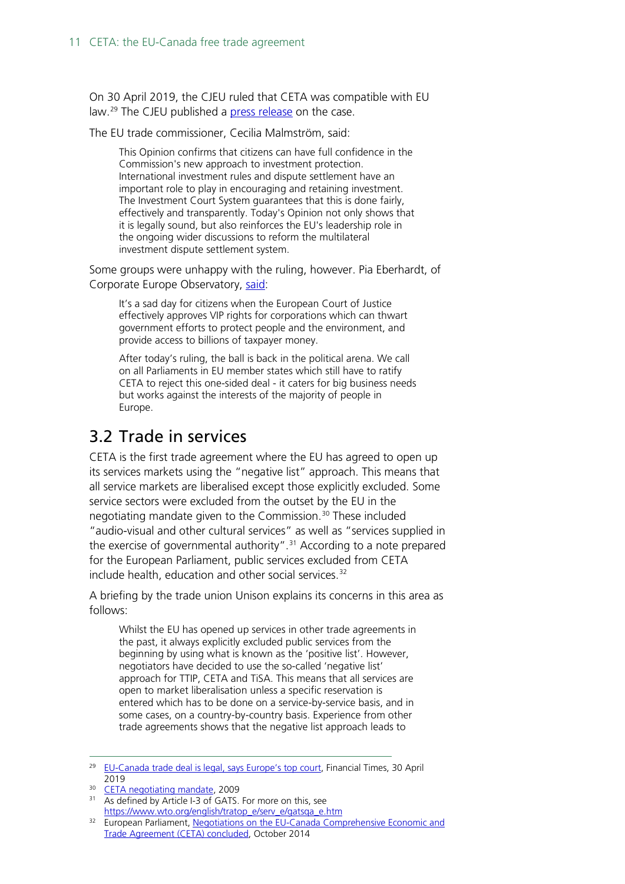On 30 April 2019, the CJEU ruled that CETA was compatible with EU law.[29] The CJEU published a press release on the case.

The EU trade commissioner, Cecilia Malmström, said:

> This Opinion confirms that citizens can have full confidence in the Commission's new approach to investment protection. International investment rules and dispute settlement have an important role to play in encouraging and retaining investment. The Investment Court System guarantees that this is done fairly, effectively and transparently. Today's Opinion not only shows that it is legally sound, but also reinforces the EU's leadership role in the ongoing wider discussions to reform the multilateral investment dispute settlement system.

Some groups were unhappy with the ruling, however. Pia Eberhardt, of Corporate Europe Observatory, said:

> It's a sad day for citizens when the European Court of Justice effectively approves VIP rights for corporations which can thwart government efforts to protect people and the environment, and provide access to billions of taxpayer money.
>
> After today's ruling, the ball is back in the political arena. We call on all Parliaments in EU member states which still have to ratify CETA to reject this one-sided deal - it caters for big business needs but works against the interests of the majority of people in Europe.

## 3.2 Trade in services

CETA is the first trade agreement where the EU has agreed to open up its services markets using the "negative list" approach. This means that all service markets are liberalised except those explicitly excluded. Some service sectors were excluded from the outset by the EU in the negotiating mandate given to the Commission.[30] These included "audio-visual and other cultural services" as well as "services supplied in the exercise of governmental authority".[31] According to a note prepared for the European Parliament, public services excluded from CETA include health, education and other social services.[32]

A briefing by the trade union Unison explains its concerns in this area as follows:

> Whilst the EU has opened up services in other trade agreements in the past, it always explicitly excluded public services from the beginning by using what is known as the 'positive list'. However, negotiators have decided to use the so-called 'negative list' approach for TTIP, CETA and TiSA. This means that all services are open to market liberalisation unless a specific reservation is entered which has to be done on a service-by-service basis, and in some cases, on a country-by-country basis. Experience from other trade agreements shows that the negative list approach leads to

---

[29] EU-Canada trade deal is legal, says Europe's top court, Financial Times, 30 April 2019

[30] CETA negotiating mandate, 2009

[31] As defined by Article I-3 of GATS. For more on this, see https://www.wto.org/english/tratop_e/serv_e/gatsqa_e.htm

[32] European Parliament, Negotiations on the EU-Canada Comprehensive Economic and Trade Agreement (CETA) concluded, October 2014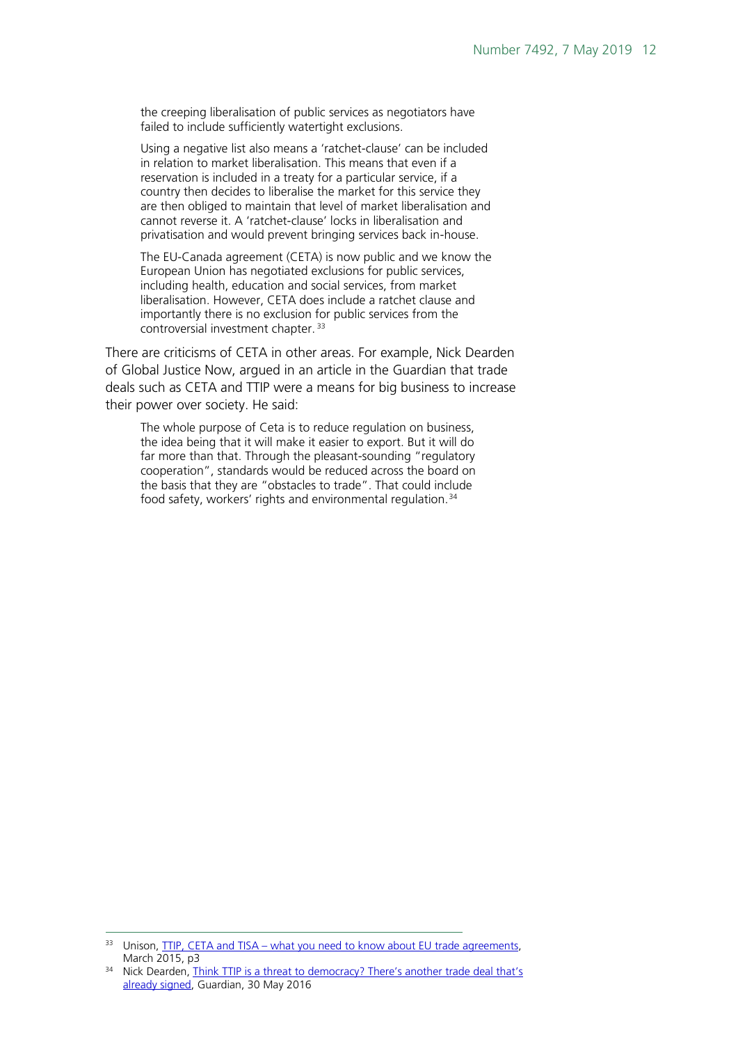> the creeping liberalisation of public services as negotiators have failed to include sufficiently watertight exclusions.
>
> Using a negative list also means a 'ratchet-clause' can be included in relation to market liberalisation. This means that even if a reservation is included in a treaty for a particular service, if a country then decides to liberalise the market for this service they are then obliged to maintain that level of market liberalisation and cannot reverse it. A 'ratchet-clause' locks in liberalisation and privatisation and would prevent bringing services back in-house.
>
> The EU-Canada agreement (CETA) is now public and we know the European Union has negotiated exclusions for public services, including health, education and social services, from market liberalisation. However, CETA does include a ratchet clause and importantly there is no exclusion for public services from the controversial investment chapter.[33]

There are criticisms of CETA in other areas. For example, Nick Dearden of Global Justice Now, argued in an article in the Guardian that trade deals such as CETA and TTIP were a means for big business to increase their power over society. He said:

> The whole purpose of Ceta is to reduce regulation on business, the idea being that it will make it easier to export. But it will do far more than that. Through the pleasant-sounding "regulatory cooperation", standards would be reduced across the board on the basis that they are "obstacles to trade". That could include food safety, workers' rights and environmental regulation.[34]

---

[33] Unison, TTIP, CETA and TISA – what you need to know about EU trade agreements, March 2015, p3

[34] Nick Dearden, Think TTIP is a threat to democracy? There's another trade deal that's already signed, Guardian, 30 May 2016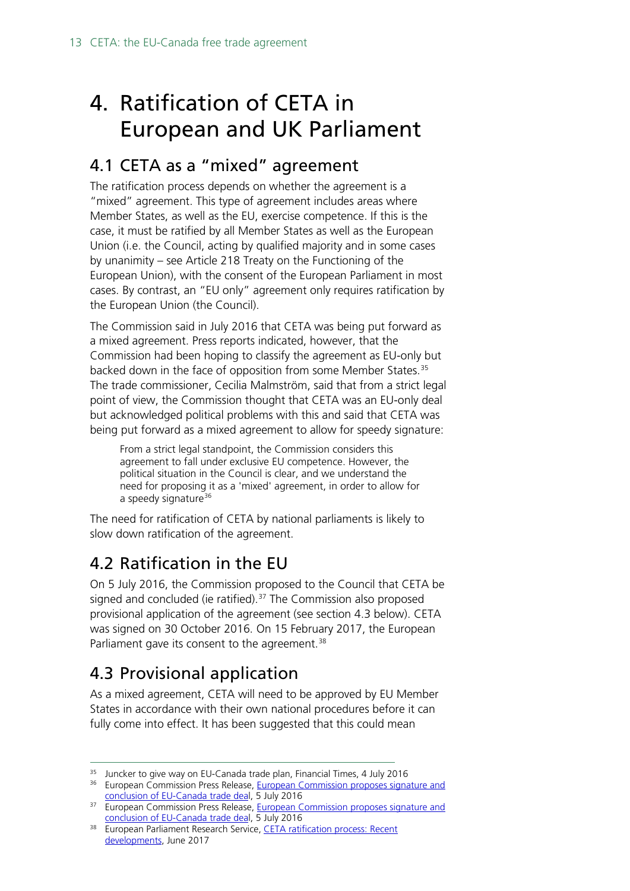# 4. Ratification of CETA in European and UK Parliament

## 4.1 CETA as a "mixed" agreement

The ratification process depends on whether the agreement is a "mixed" agreement. This type of agreement includes areas where Member States, as well as the EU, exercise competence. If this is the case, it must be ratified by all Member States as well as the European Union (i.e. the Council, acting by qualified majority and in some cases by unanimity – see Article 218 Treaty on the Functioning of the European Union), with the consent of the European Parliament in most cases. By contrast, an "EU only" agreement only requires ratification by the European Union (the Council).

The Commission said in July 2016 that CETA was being put forward as a mixed agreement. Press reports indicated, however, that the Commission had been hoping to classify the agreement as EU-only but backed down in the face of opposition from some Member States.[35] The trade commissioner, Cecilia Malmström, said that from a strict legal point of view, the Commission thought that CETA was an EU-only deal but acknowledged political problems with this and said that CETA was being put forward as a mixed agreement to allow for speedy signature:

> From a strict legal standpoint, the Commission considers this agreement to fall under exclusive EU competence. However, the political situation in the Council is clear, and we understand the need for proposing it as a 'mixed' agreement, in order to allow for a speedy signature[36]

The need for ratification of CETA by national parliaments is likely to slow down ratification of the agreement.

## 4.2 Ratification in the EU

On 5 July 2016, the Commission proposed to the Council that CETA be signed and concluded (ie ratified).[37] The Commission also proposed provisional application of the agreement (see section 4.3 below). CETA was signed on 30 October 2016. On 15 February 2017, the European Parliament gave its consent to the agreement.[38]

## 4.3 Provisional application

As a mixed agreement, CETA will need to be approved by EU Member States in accordance with their own national procedures before it can fully come into effect. It has been suggested that this could mean

---

[35] Juncker to give way on EU-Canada trade plan, Financial Times, 4 July 2016

[36] European Commission Press Release, European Commission proposes signature and conclusion of EU-Canada trade deal, 5 July 2016

[37] European Commission Press Release, European Commission proposes signature and conclusion of EU-Canada trade deal, 5 July 2016

[38] European Parliament Research Service, CETA ratification process: Recent developments, June 2017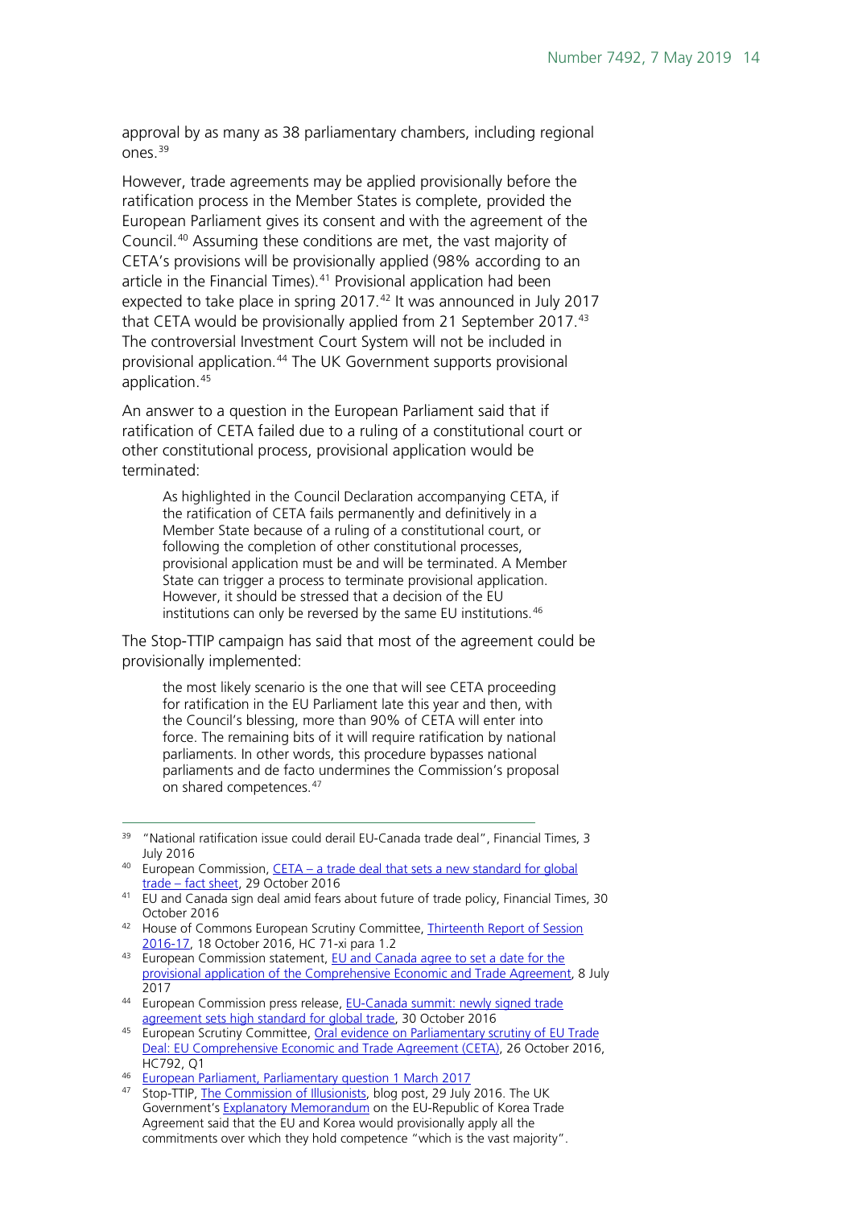approval by as many as 38 parliamentary chambers, including regional ones.[39]

However, trade agreements may be applied provisionally before the ratification process in the Member States is complete, provided the European Parliament gives its consent and with the agreement of the Council.[40] Assuming these conditions are met, the vast majority of CETA's provisions will be provisionally applied (98% according to an article in the Financial Times).[41] Provisional application had been expected to take place in spring 2017.[42] It was announced in July 2017 that CETA would be provisionally applied from 21 September 2017.[43] The controversial Investment Court System will not be included in provisional application.[44] The UK Government supports provisional application.[45]

An answer to a question in the European Parliament said that if ratification of CETA failed due to a ruling of a constitutional court or other constitutional process, provisional application would be terminated:

> As highlighted in the Council Declaration accompanying CETA, if the ratification of CETA fails permanently and definitively in a Member State because of a ruling of a constitutional court, or following the completion of other constitutional processes, provisional application must be and will be terminated. A Member State can trigger a process to terminate provisional application. However, it should be stressed that a decision of the EU institutions can only be reversed by the same EU institutions.[46]

The Stop-TTIP campaign has said that most of the agreement could be provisionally implemented:

> the most likely scenario is the one that will see CETA proceeding for ratification in the EU Parliament late this year and then, with the Council's blessing, more than 90% of CETA will enter into force. The remaining bits of it will require ratification by national parliaments. In other words, this procedure bypasses national parliaments and de facto undermines the Commission's proposal on shared competences.[47]

---

[39] "National ratification issue could derail EU-Canada trade deal", Financial Times, 3 July 2016

[40] European Commission, CETA – a trade deal that sets a new standard for global trade – fact sheet, 29 October 2016

[41] EU and Canada sign deal amid fears about future of trade policy, Financial Times, 30 October 2016

[42] House of Commons European Scrutiny Committee, Thirteenth Report of Session 2016-17, 18 October 2016, HC 71-xi para 1.2

[43] European Commission statement, EU and Canada agree to set a date for the provisional application of the Comprehensive Economic and Trade Agreement, 8 July 2017

[44] European Commission press release, EU-Canada summit: newly signed trade agreement sets high standard for global trade, 30 October 2016

[45] European Scrutiny Committee, Oral evidence on Parliamentary scrutiny of EU Trade Deal: EU Comprehensive Economic and Trade Agreement (CETA), 26 October 2016, HC792, Q1

[46] European Parliament, Parliamentary question 1 March 2017

[47] Stop-TTIP, The Commission of Illusionists, blog post, 29 July 2016. The UK Government's Explanatory Memorandum on the EU-Republic of Korea Trade Agreement said that the EU and Korea would provisionally apply all the commitments over which they hold competence "which is the vast majority".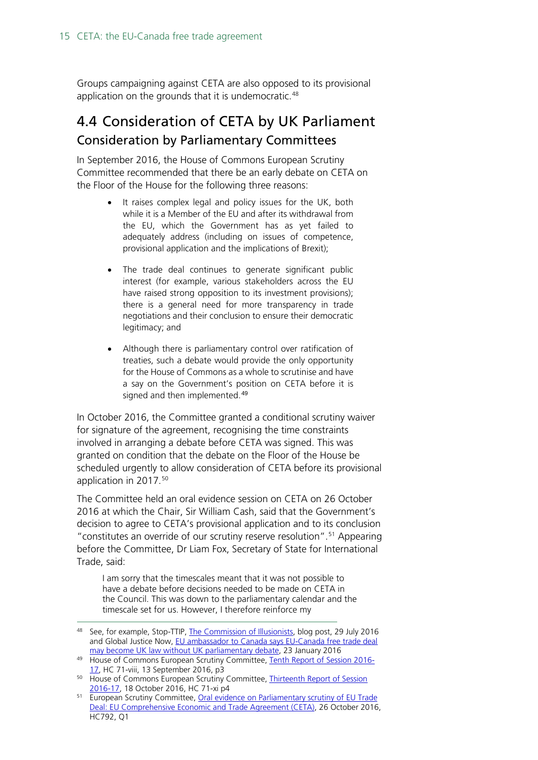Groups campaigning against CETA are also opposed to its provisional application on the grounds that it is undemocratic.[48]

## 4.4 Consideration of CETA by UK Parliament

### Consideration by Parliamentary Committees

In September 2016, the House of Commons European Scrutiny Committee recommended that there be an early debate on CETA on the Floor of the House for the following three reasons:

- It raises complex legal and policy issues for the UK, both while it is a Member of the EU and after its withdrawal from the EU, which the Government has as yet failed to adequately address (including on issues of competence, provisional application and the implications of Brexit);
- The trade deal continues to generate significant public interest (for example, various stakeholders across the EU have raised strong opposition to its investment provisions); there is a general need for more transparency in trade negotiations and their conclusion to ensure their democratic legitimacy; and
- Although there is parliamentary control over ratification of treaties, such a debate would provide the only opportunity for the House of Commons as a whole to scrutinise and have a say on the Government's position on CETA before it is signed and then implemented.[49]

In October 2016, the Committee granted a conditional scrutiny waiver for signature of the agreement, recognising the time constraints involved in arranging a debate before CETA was signed. This was granted on condition that the debate on the Floor of the House be scheduled urgently to allow consideration of CETA before its provisional application in 2017.[50]

The Committee held an oral evidence session on CETA on 26 October 2016 at which the Chair, Sir William Cash, said that the Government's decision to agree to CETA's provisional application and to its conclusion "constitutes an override of our scrutiny reserve resolution".[51] Appearing before the Committee, Dr Liam Fox, Secretary of State for International Trade, said:

> I am sorry that the timescales meant that it was not possible to have a debate before decisions needed to be made on CETA in the Council. This was down to the parliamentary calendar and the timescale set for us. However, I therefore reinforce my

---

[48] See, for example, Stop-TTIP, The Commission of Illusionists, blog post, 29 July 2016 and Global Justice Now, EU ambassador to Canada says EU-Canada free trade deal may become UK law without UK parliamentary debate, 23 January 2016

[49] House of Commons European Scrutiny Committee, Tenth Report of Session 2016-17, HC 71-viii, 13 September 2016, p3

[50] House of Commons European Scrutiny Committee, Thirteenth Report of Session 2016-17, 18 October 2016, HC 71-xi p4

[51] European Scrutiny Committee, Oral evidence on Parliamentary scrutiny of EU Trade Deal: EU Comprehensive Economic and Trade Agreement (CETA), 26 October 2016, HC792, Q1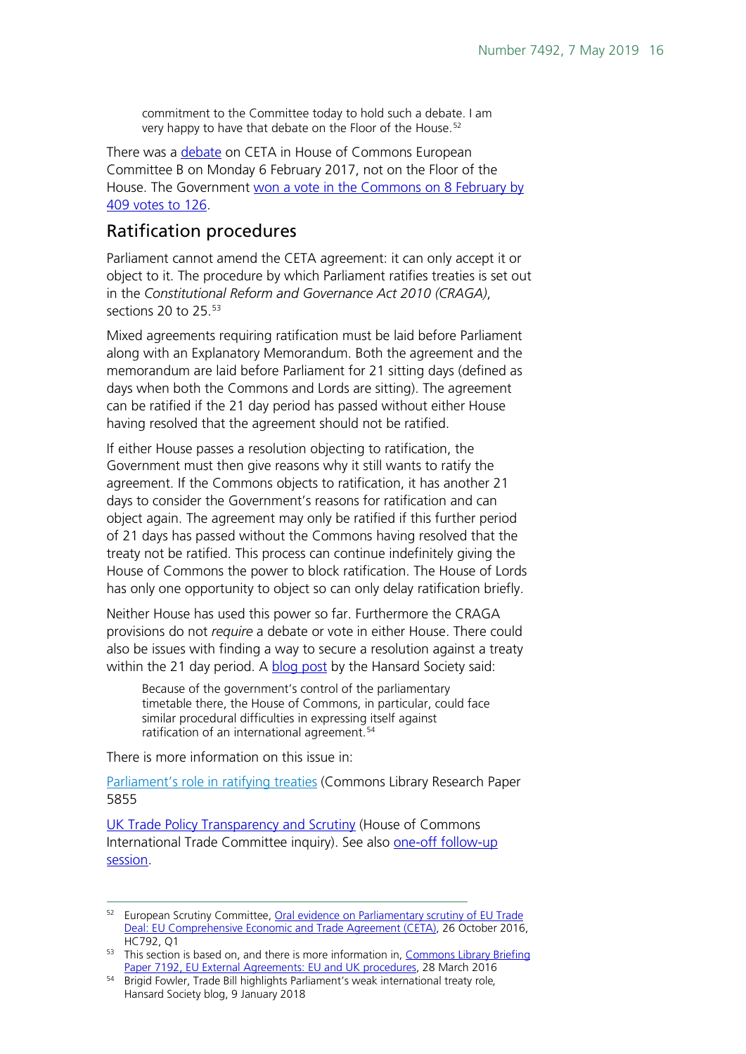> commitment to the Committee today to hold such a debate. I am very happy to have that debate on the Floor of the House.[52]

There was a debate on CETA in House of Commons European Committee B on Monday 6 February 2017, not on the Floor of the House. The Government won a vote in the Commons on 8 February by 409 votes to 126.

## Ratification procedures

Parliament cannot amend the CETA agreement: it can only accept it or object to it. The procedure by which Parliament ratifies treaties is set out in the *Constitutional Reform and Governance Act 2010 (CRAGA)*, sections 20 to 25.[53]

Mixed agreements requiring ratification must be laid before Parliament along with an Explanatory Memorandum. Both the agreement and the memorandum are laid before Parliament for 21 sitting days (defined as days when both the Commons and Lords are sitting). The agreement can be ratified if the 21 day period has passed without either House having resolved that the agreement should not be ratified.

If either House passes a resolution objecting to ratification, the Government must then give reasons why it still wants to ratify the agreement. If the Commons objects to ratification, it has another 21 days to consider the Government's reasons for ratification and can object again. The agreement may only be ratified if this further period of 21 days has passed without the Commons having resolved that the treaty not be ratified. This process can continue indefinitely giving the House of Commons the power to block ratification. The House of Lords has only one opportunity to object so can only delay ratification briefly.

Neither House has used this power so far. Furthermore the CRAGA provisions do not *require* a debate or vote in either House. There could also be issues with finding a way to secure a resolution against a treaty within the 21 day period. A blog post by the Hansard Society said:

> Because of the government's control of the parliamentary timetable there, the House of Commons, in particular, could face similar procedural difficulties in expressing itself against ratification of an international agreement.[54]

There is more information on this issue in:

Parliament's role in ratifying treaties (Commons Library Research Paper 5855

UK Trade Policy Transparency and Scrutiny (House of Commons International Trade Committee inquiry). See also one-off follow-up session.

---

[52] European Scrutiny Committee, Oral evidence on Parliamentary scrutiny of EU Trade Deal: EU Comprehensive Economic and Trade Agreement (CETA), 26 October 2016, HC792, Q1

[53] This section is based on, and there is more information in, Commons Library Briefing Paper 7192, EU External Agreements: EU and UK procedures, 28 March 2016

[54] Brigid Fowler, Trade Bill highlights Parliament's weak international treaty role, Hansard Society blog, 9 January 2018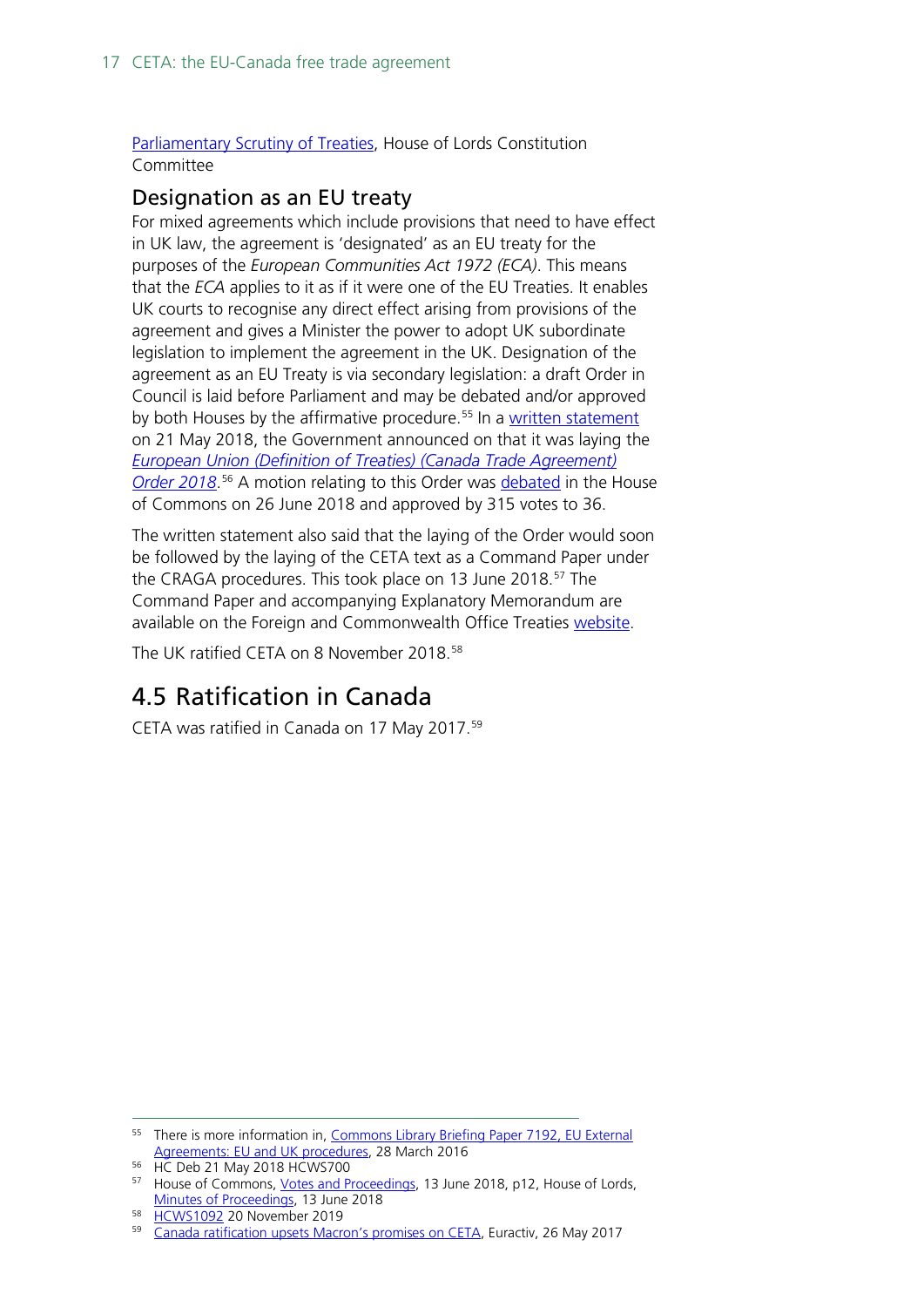Parliamentary Scrutiny of Treaties, House of Lords Constitution Committee

### Designation as an EU treaty

For mixed agreements which include provisions that need to have effect in UK law, the agreement is 'designated' as an EU treaty for the purposes of the *European Communities Act 1972 (ECA).* This means that the *ECA* applies to it as if it were one of the EU Treaties. It enables UK courts to recognise any direct effect arising from provisions of the agreement and gives a Minister the power to adopt UK subordinate legislation to implement the agreement in the UK. Designation of the agreement as an EU Treaty is via secondary legislation: a draft Order in Council is laid before Parliament and may be debated and/or approved by both Houses by the affirmative procedure.[55] In a written statement on 21 May 2018, the Government announced on that it was laying the *European Union (Definition of Treaties) (Canada Trade Agreement) Order 2018*.[56] A motion relating to this Order was debated in the House of Commons on 26 June 2018 and approved by 315 votes to 36.

The written statement also said that the laying of the Order would soon be followed by the laying of the CETA text as a Command Paper under the CRAGA procedures. This took place on 13 June 2018.[57] The Command Paper and accompanying Explanatory Memorandum are available on the Foreign and Commonwealth Office Treaties website.

The UK ratified CETA on 8 November 2018.[58]

## 4.5 Ratification in Canada

CETA was ratified in Canada on 17 May 2017.[59]

---

[55] There is more information in, Commons Library Briefing Paper 7192, EU External Agreements: EU and UK procedures, 28 March 2016

[56] HC Deb 21 May 2018 HCWS700

[57] House of Commons, Votes and Proceedings, 13 June 2018, p12, House of Lords, Minutes of Proceedings, 13 June 2018

[58] HCWS1092 20 November 2019

[59] Canada ratification upsets Macron's promises on CETA, Euractiv, 26 May 2017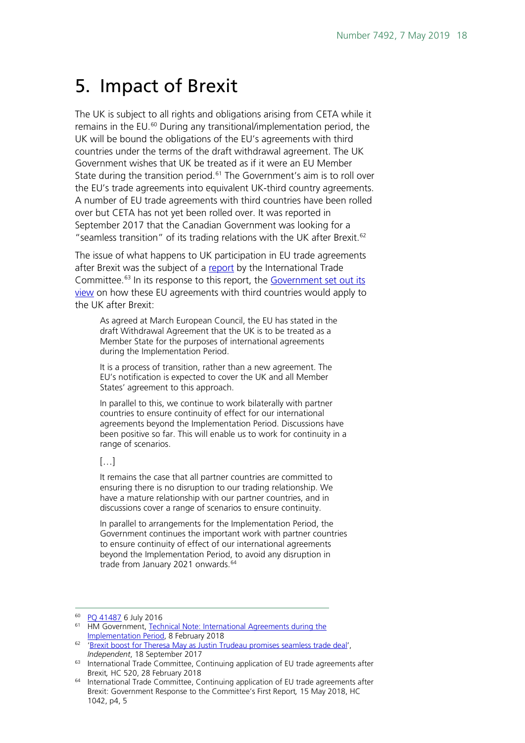# 5. Impact of Brexit

The UK is subject to all rights and obligations arising from CETA while it remains in the EU.[60] During any transitional/implementation period, the UK will be bound the obligations of the EU's agreements with third countries under the terms of the draft withdrawal agreement. The UK Government wishes that UK be treated as if it were an EU Member State during the transition period.[61] The Government's aim is to roll over the EU's trade agreements into equivalent UK-third country agreements. A number of EU trade agreements with third countries have been rolled over but CETA has not yet been rolled over. It was reported in September 2017 that the Canadian Government was looking for a "seamless transition" of its trading relations with the UK after Brexit.[62]

The issue of what happens to UK participation in EU trade agreements after Brexit was the subject of a report by the International Trade Committee.[63] In its response to this report, the Government set out its view on how these EU agreements with third countries would apply to the UK after Brexit:

> As agreed at March European Council, the EU has stated in the draft Withdrawal Agreement that the UK is to be treated as a Member State for the purposes of international agreements during the Implementation Period.
>
> It is a process of transition, rather than a new agreement. The EU's notification is expected to cover the UK and all Member States' agreement to this approach.
>
> In parallel to this, we continue to work bilaterally with partner countries to ensure continuity of effect for our international agreements beyond the Implementation Period. Discussions have been positive so far. This will enable us to work for continuity in a range of scenarios.
>
> […]
>
> It remains the case that all partner countries are committed to ensuring there is no disruption to our trading relationship. We have a mature relationship with our partner countries, and in discussions cover a range of scenarios to ensure continuity.
>
> In parallel to arrangements for the Implementation Period, the Government continues the important work with partner countries to ensure continuity of effect of our international agreements beyond the Implementation Period, to avoid any disruption in trade from January 2021 onwards.[64]

---

[60] PQ 41487 6 July 2016

[61] HM Government, Technical Note: International Agreements during the Implementation Period, 8 February 2018

[62] 'Brexit boost for Theresa May as Justin Trudeau promises seamless trade deal', *Independent*, 18 September 2017

[63] International Trade Committee, Continuing application of EU trade agreements after Brexit, HC 520, 28 February 2018

[64] International Trade Committee, Continuing application of EU trade agreements after Brexit: Government Response to the Committee's First Report, 15 May 2018, HC 1042, p4, 5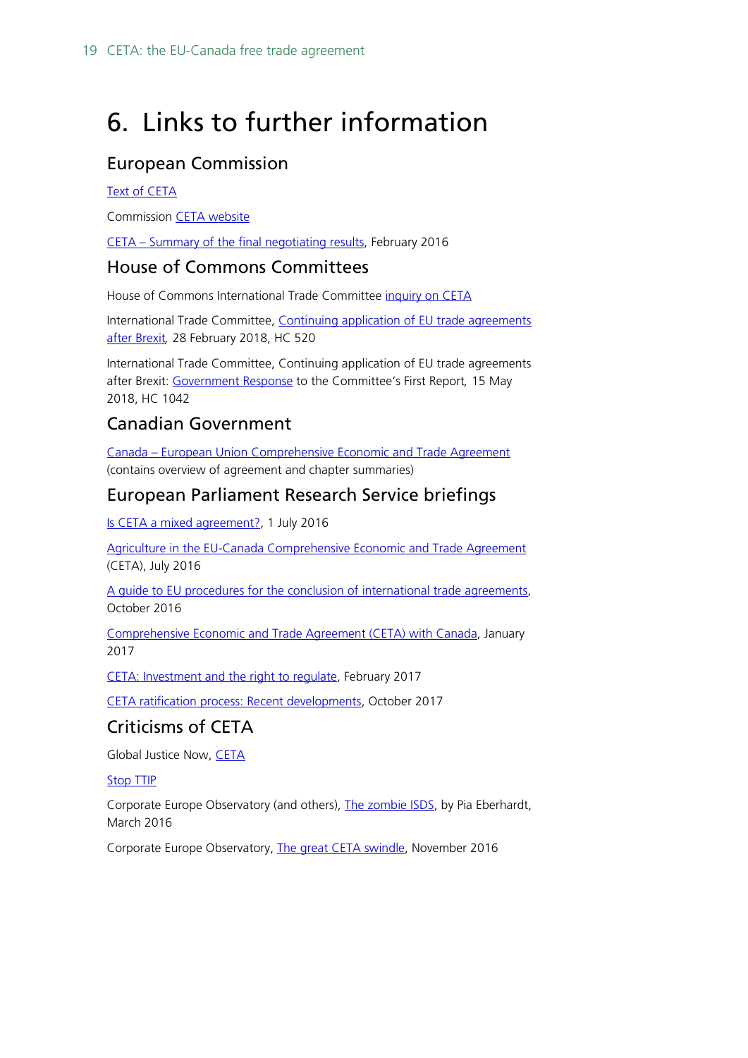# 6. Links to further information

## European Commission

Text of CETA

Commission CETA website

CETA – Summary of the final negotiating results, February 2016

## House of Commons Committees

House of Commons International Trade Committee inquiry on CETA

International Trade Committee, Continuing application of EU trade agreements after Brexit, 28 February 2018, HC 520

International Trade Committee, Continuing application of EU trade agreements after Brexit: Government Response to the Committee's First Report, 15 May 2018, HC 1042

## Canadian Government

Canada – European Union Comprehensive Economic and Trade Agreement (contains overview of agreement and chapter summaries)

## European Parliament Research Service briefings

Is CETA a mixed agreement?, 1 July 2016

Agriculture in the EU-Canada Comprehensive Economic and Trade Agreement (CETA), July 2016

A guide to EU procedures for the conclusion of international trade agreements, October 2016

Comprehensive Economic and Trade Agreement (CETA) with Canada, January 2017

CETA: Investment and the right to regulate, February 2017

CETA ratification process: Recent developments, October 2017

## Criticisms of CETA

Global Justice Now, CETA

Stop TTIP

Corporate Europe Observatory (and others), The zombie ISDS, by Pia Eberhardt, March 2016

Corporate Europe Observatory, The great CETA swindle, November 2016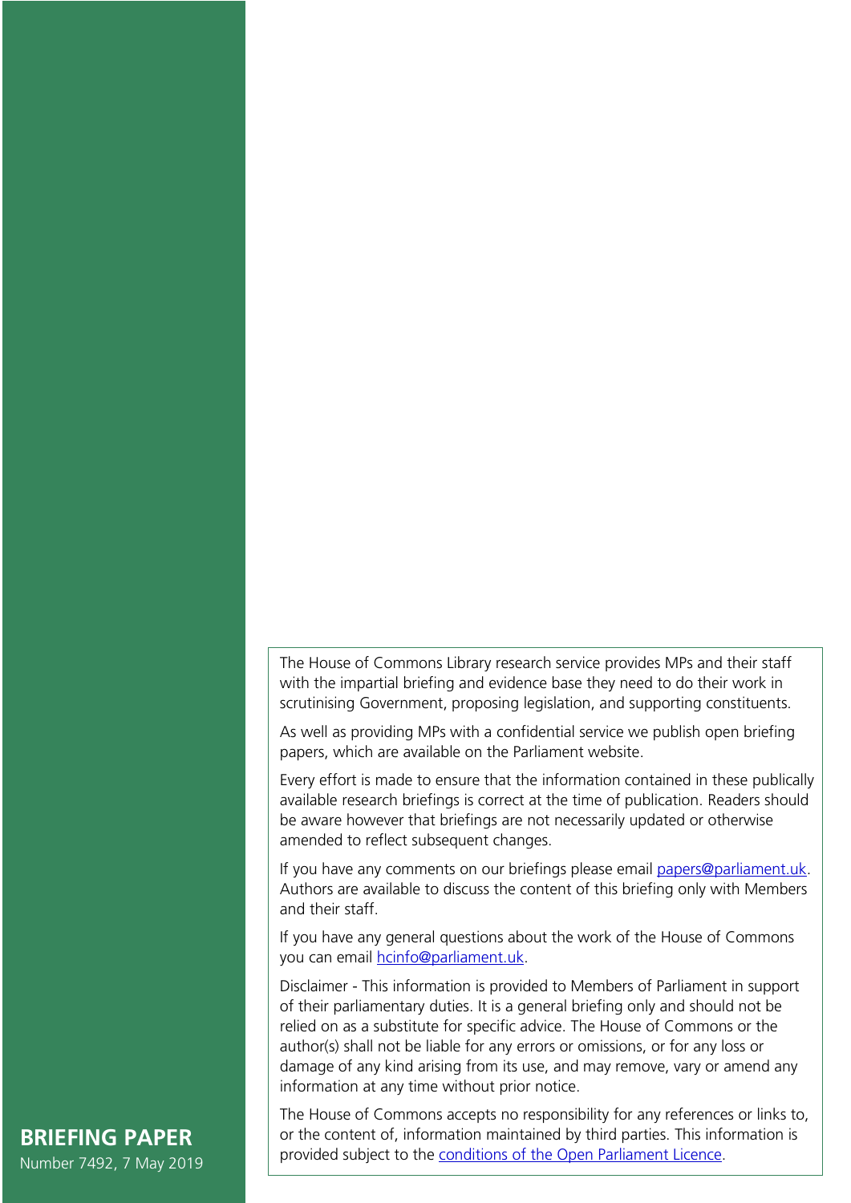The House of Commons Library research service provides MPs and their staff with the impartial briefing and evidence base they need to do their work in scrutinising Government, proposing legislation, and supporting constituents.

As well as providing MPs with a confidential service we publish open briefing papers, which are available on the Parliament website.

Every effort is made to ensure that the information contained in these publically available research briefings is correct at the time of publication. Readers should be aware however that briefings are not necessarily updated or otherwise amended to reflect subsequent changes.

If you have any comments on our briefings please email papers@parliament.uk. Authors are available to discuss the content of this briefing only with Members and their staff.

If you have any general questions about the work of the House of Commons you can email hcinfo@parliament.uk.

Disclaimer - This information is provided to Members of Parliament in support of their parliamentary duties. It is a general briefing only and should not be relied on as a substitute for specific advice. The House of Commons or the author(s) shall not be liable for any errors or omissions, or for any loss or damage of any kind arising from its use, and may remove, vary or amend any information at any time without prior notice.

The House of Commons accepts no responsibility for any references or links to, or the content of, information maintained by third parties. This information is provided subject to the conditions of the Open Parliament Licence.

**BRIEFING PAPER**

Number 7492, 7 May 2019